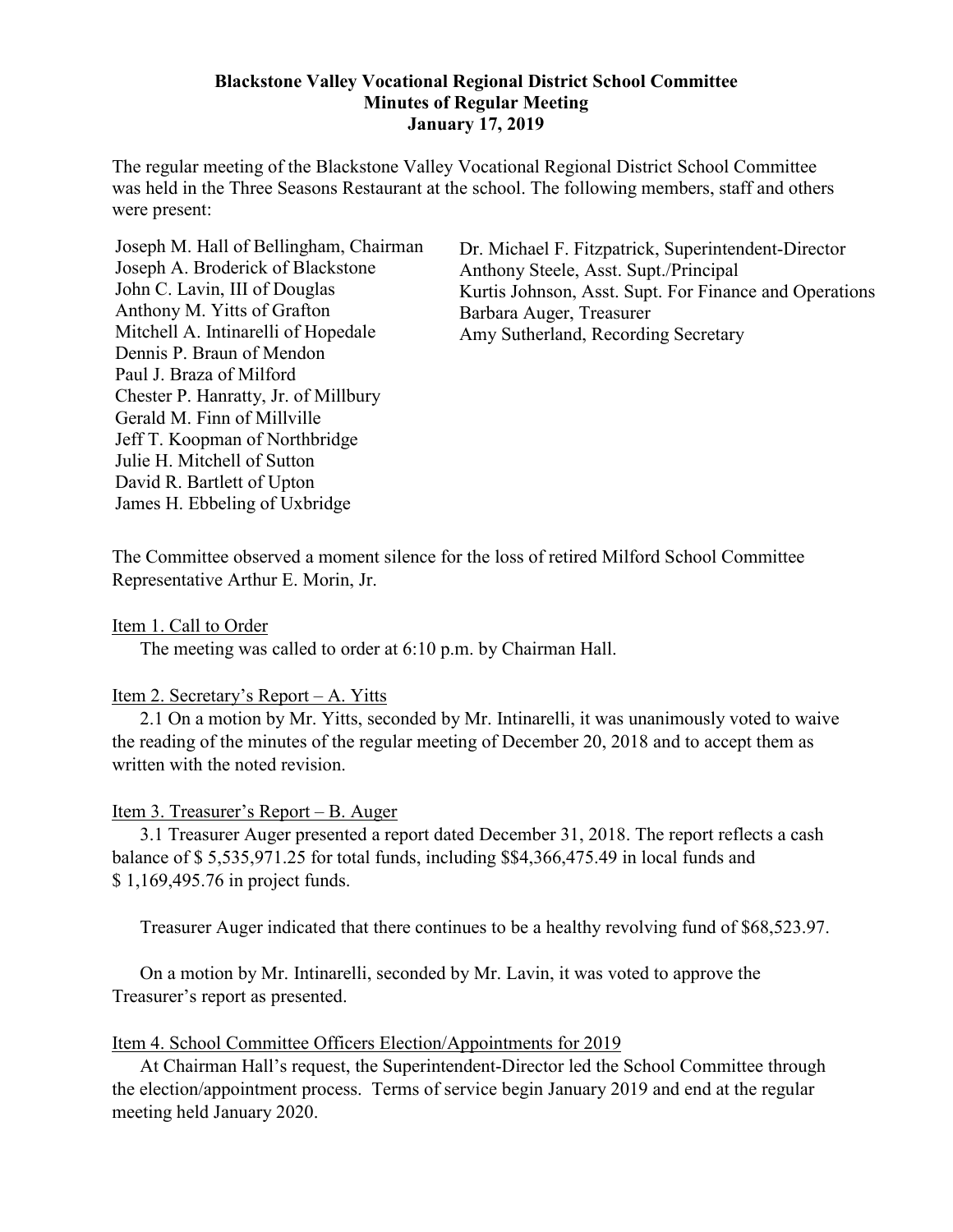**Blackstone Valley Vocational Regional District School Committee**
**Minutes of Regular Meeting**
**January 17, 2019**

The regular meeting of the Blackstone Valley Vocational Regional District School Committee was held in the Three Seasons Restaurant at the school. The following members, staff and others were present:

Joseph M. Hall of Bellingham, Chairman
Joseph A. Broderick of Blackstone
John C. Lavin, III of Douglas
Anthony M. Yitts of Grafton
Mitchell A. Intinarelli of Hopedale
Dennis P. Braun of Mendon
Paul J. Braza of Milford
Chester P. Hanratty, Jr. of Millbury
Gerald M. Finn of Millville
Jeff T. Koopman of Northbridge
Julie H. Mitchell of Sutton
David R. Bartlett of Upton
James H. Ebbeling of Uxbridge

Dr. Michael F. Fitzpatrick, Superintendent-Director
Anthony Steele, Asst. Supt./Principal
Kurtis Johnson, Asst. Supt. For Finance and Operations
Barbara Auger, Treasurer
Amy Sutherland, Recording Secretary

The Committee observed a moment silence for the loss of retired Milford School Committee Representative Arthur E. Morin, Jr.

Item 1. Call to Order

The meeting was called to order at 6:10 p.m. by Chairman Hall.

Item 2. Secretary's Report – A. Yitts

2.1 On a motion by Mr. Yitts, seconded by Mr. Intinarelli, it was unanimously voted to waive the reading of the minutes of the regular meeting of December 20, 2018 and to accept them as written with the noted revision.

Item 3. Treasurer's Report – B. Auger

3.1 Treasurer Auger presented a report dated December 31, 2018. The report reflects a cash balance of \$ 5,535,971.25 for total funds, including \$\$4,366,475.49 in local funds and \$ 1,169,495.76 in project funds.

Treasurer Auger indicated that there continues to be a healthy revolving fund of \$68,523.97.

On a motion by Mr. Intinarelli, seconded by Mr. Lavin, it was voted to approve the Treasurer's report as presented.

Item 4. School Committee Officers Election/Appointments for 2019

At Chairman Hall's request, the Superintendent-Director led the School Committee through the election/appointment process. Terms of service begin January 2019 and end at the regular meeting held January 2020.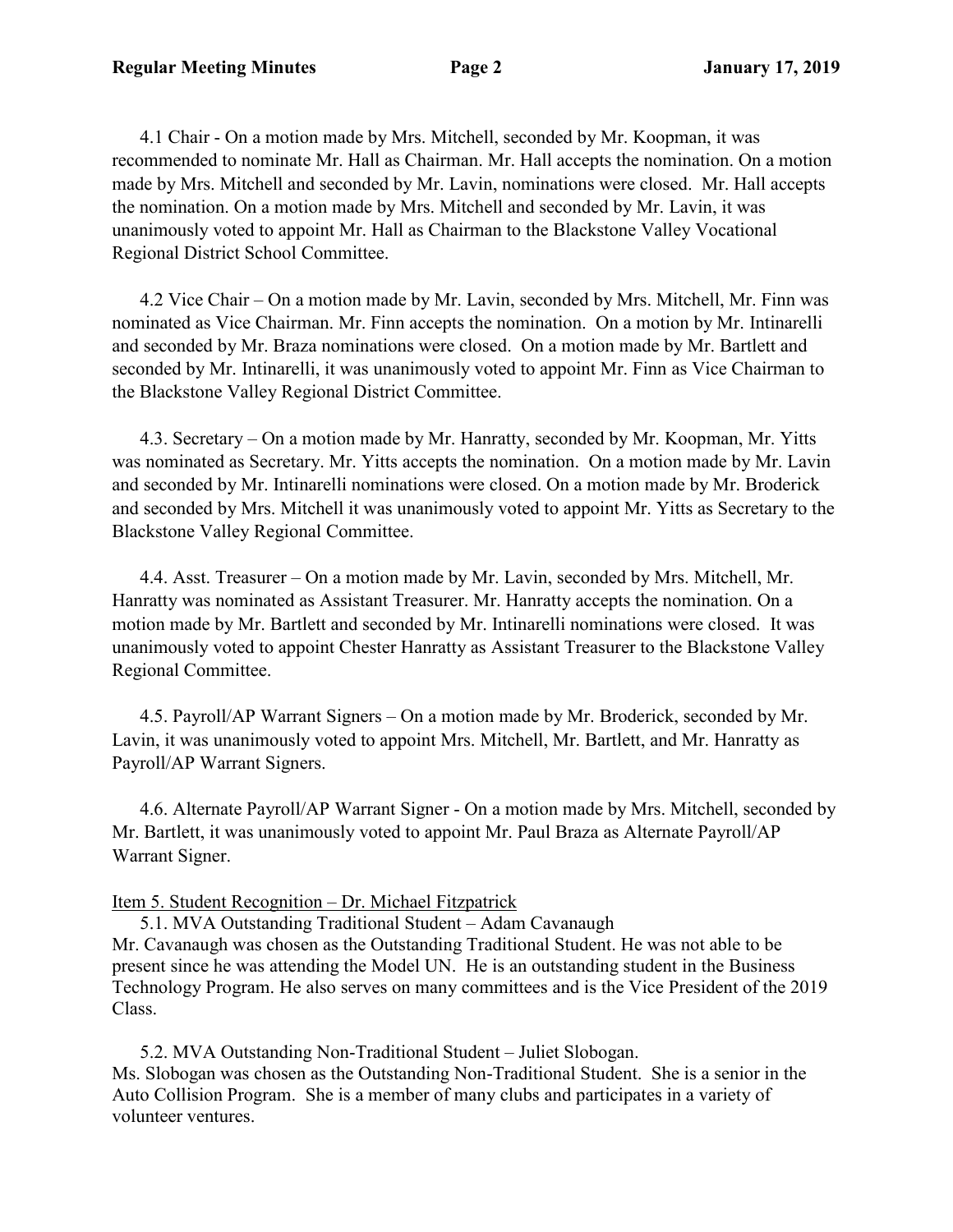4.1 Chair - On a motion made by Mrs. Mitchell, seconded by Mr. Koopman, it was recommended to nominate Mr. Hall as Chairman. Mr. Hall accepts the nomination. On a motion made by Mrs. Mitchell and seconded by Mr. Lavin, nominations were closed. Mr. Hall accepts the nomination. On a motion made by Mrs. Mitchell and seconded by Mr. Lavin, it was unanimously voted to appoint Mr. Hall as Chairman to the Blackstone Valley Vocational Regional District School Committee.

4.2 Vice Chair – On a motion made by Mr. Lavin, seconded by Mrs. Mitchell, Mr. Finn was nominated as Vice Chairman. Mr. Finn accepts the nomination. On a motion by Mr. Intinarelli and seconded by Mr. Braza nominations were closed. On a motion made by Mr. Bartlett and seconded by Mr. Intinarelli, it was unanimously voted to appoint Mr. Finn as Vice Chairman to the Blackstone Valley Regional District Committee.

4.3. Secretary – On a motion made by Mr. Hanratty, seconded by Mr. Koopman, Mr. Yitts was nominated as Secretary. Mr. Yitts accepts the nomination. On a motion made by Mr. Lavin and seconded by Mr. Intinarelli nominations were closed. On a motion made by Mr. Broderick and seconded by Mrs. Mitchell it was unanimously voted to appoint Mr. Yitts as Secretary to the Blackstone Valley Regional Committee.

4.4. Asst. Treasurer – On a motion made by Mr. Lavin, seconded by Mrs. Mitchell, Mr. Hanratty was nominated as Assistant Treasurer. Mr. Hanratty accepts the nomination. On a motion made by Mr. Bartlett and seconded by Mr. Intinarelli nominations were closed. It was unanimously voted to appoint Chester Hanratty as Assistant Treasurer to the Blackstone Valley Regional Committee.

4.5. Payroll/AP Warrant Signers – On a motion made by Mr. Broderick, seconded by Mr. Lavin, it was unanimously voted to appoint Mrs. Mitchell, Mr. Bartlett, and Mr. Hanratty as Payroll/AP Warrant Signers.

4.6. Alternate Payroll/AP Warrant Signer - On a motion made by Mrs. Mitchell, seconded by Mr. Bartlett, it was unanimously voted to appoint Mr. Paul Braza as Alternate Payroll/AP Warrant Signer.

Item 5. Student Recognition – Dr. Michael Fitzpatrick

5.1. MVA Outstanding Traditional Student – Adam Cavanaugh
Mr. Cavanaugh was chosen as the Outstanding Traditional Student. He was not able to be present since he was attending the Model UN. He is an outstanding student in the Business Technology Program. He also serves on many committees and is the Vice President of the 2019 Class.

5.2. MVA Outstanding Non-Traditional Student – Juliet Slobogan.
Ms. Slobogan was chosen as the Outstanding Non-Traditional Student. She is a senior in the Auto Collision Program. She is a member of many clubs and participates in a variety of volunteer ventures.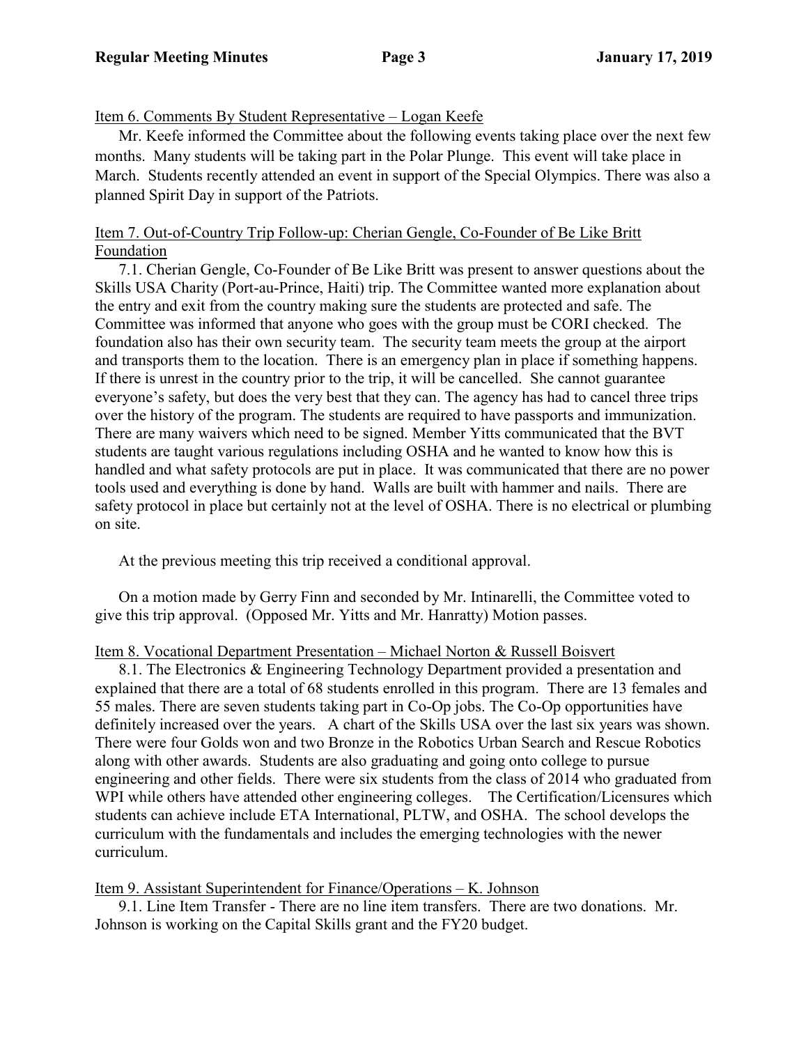Item 6. Comments By Student Representative – Logan Keefe

Mr. Keefe informed the Committee about the following events taking place over the next few months. Many students will be taking part in the Polar Plunge. This event will take place in March. Students recently attended an event in support of the Special Olympics. There was also a planned Spirit Day in support of the Patriots.

Item 7. Out-of-Country Trip Follow-up: Cherian Gengle, Co-Founder of Be Like Britt Foundation

7.1. Cherian Gengle, Co-Founder of Be Like Britt was present to answer questions about the Skills USA Charity (Port-au-Prince, Haiti) trip. The Committee wanted more explanation about the entry and exit from the country making sure the students are protected and safe. The Committee was informed that anyone who goes with the group must be CORI checked. The foundation also has their own security team. The security team meets the group at the airport and transports them to the location. There is an emergency plan in place if something happens. If there is unrest in the country prior to the trip, it will be cancelled. She cannot guarantee everyone's safety, but does the very best that they can. The agency has had to cancel three trips over the history of the program. The students are required to have passports and immunization. There are many waivers which need to be signed. Member Yitts communicated that the BVT students are taught various regulations including OSHA and he wanted to know how this is handled and what safety protocols are put in place. It was communicated that there are no power tools used and everything is done by hand. Walls are built with hammer and nails. There are safety protocol in place but certainly not at the level of OSHA. There is no electrical or plumbing on site.

At the previous meeting this trip received a conditional approval.

On a motion made by Gerry Finn and seconded by Mr. Intinarelli, the Committee voted to give this trip approval. (Opposed Mr. Yitts and Mr. Hanratty) Motion passes.

Item 8. Vocational Department Presentation – Michael Norton & Russell Boisvert

8.1. The Electronics & Engineering Technology Department provided a presentation and explained that there are a total of 68 students enrolled in this program. There are 13 females and 55 males. There are seven students taking part in Co-Op jobs. The Co-Op opportunities have definitely increased over the years. A chart of the Skills USA over the last six years was shown. There were four Golds won and two Bronze in the Robotics Urban Search and Rescue Robotics along with other awards. Students are also graduating and going onto college to pursue engineering and other fields. There were six students from the class of 2014 who graduated from WPI while others have attended other engineering colleges. The Certification/Licensures which students can achieve include ETA International, PLTW, and OSHA. The school develops the curriculum with the fundamentals and includes the emerging technologies with the newer curriculum.

Item 9. Assistant Superintendent for Finance/Operations – K. Johnson

9.1. Line Item Transfer - There are no line item transfers. There are two donations. Mr. Johnson is working on the Capital Skills grant and the FY20 budget.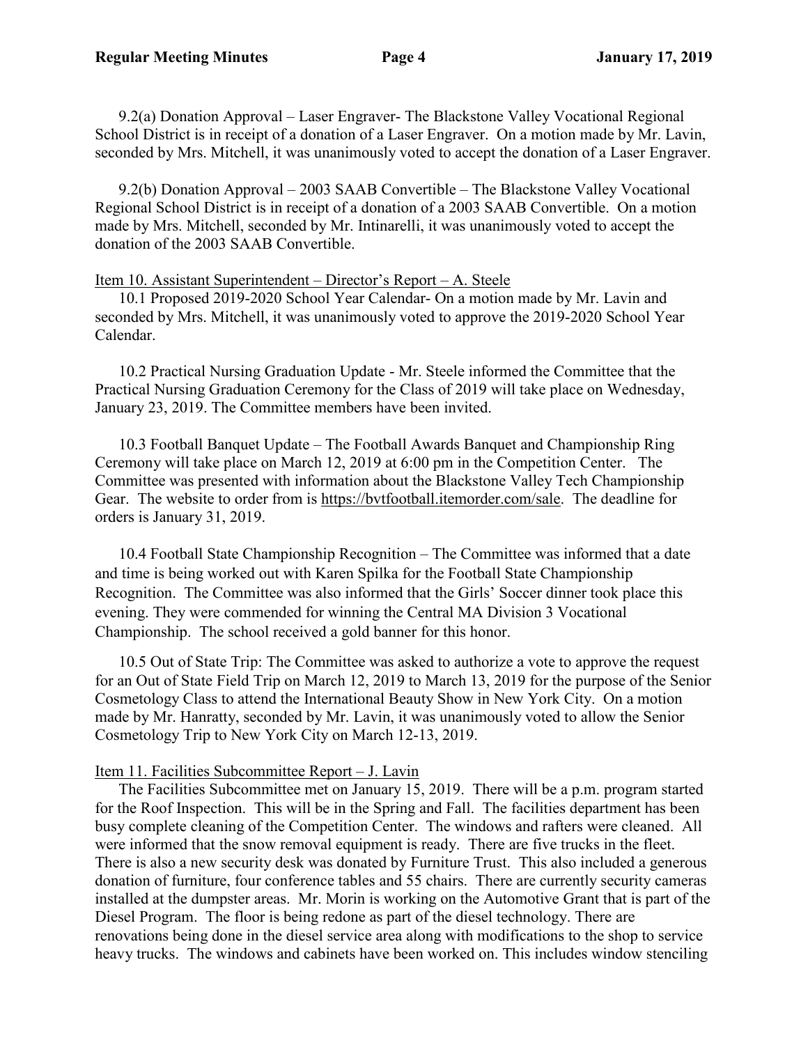9.2(a) Donation Approval – Laser Engraver- The Blackstone Valley Vocational Regional School District is in receipt of a donation of a Laser Engraver. On a motion made by Mr. Lavin, seconded by Mrs. Mitchell, it was unanimously voted to accept the donation of a Laser Engraver.

9.2(b) Donation Approval – 2003 SAAB Convertible – The Blackstone Valley Vocational Regional School District is in receipt of a donation of a 2003 SAAB Convertible. On a motion made by Mrs. Mitchell, seconded by Mr. Intinarelli, it was unanimously voted to accept the donation of the 2003 SAAB Convertible.

Item 10. Assistant Superintendent – Director's Report – A. Steele

10.1 Proposed 2019-2020 School Year Calendar- On a motion made by Mr. Lavin and seconded by Mrs. Mitchell, it was unanimously voted to approve the 2019-2020 School Year Calendar.

10.2 Practical Nursing Graduation Update - Mr. Steele informed the Committee that the Practical Nursing Graduation Ceremony for the Class of 2019 will take place on Wednesday, January 23, 2019. The Committee members have been invited.

10.3 Football Banquet Update – The Football Awards Banquet and Championship Ring Ceremony will take place on March 12, 2019 at 6:00 pm in the Competition Center. The Committee was presented with information about the Blackstone Valley Tech Championship Gear. The website to order from is https://bvtfootball.itemorder.com/sale. The deadline for orders is January 31, 2019.

10.4 Football State Championship Recognition – The Committee was informed that a date and time is being worked out with Karen Spilka for the Football State Championship Recognition. The Committee was also informed that the Girls' Soccer dinner took place this evening. They were commended for winning the Central MA Division 3 Vocational Championship. The school received a gold banner for this honor.

10.5 Out of State Trip: The Committee was asked to authorize a vote to approve the request for an Out of State Field Trip on March 12, 2019 to March 13, 2019 for the purpose of the Senior Cosmetology Class to attend the International Beauty Show in New York City. On a motion made by Mr. Hanratty, seconded by Mr. Lavin, it was unanimously voted to allow the Senior Cosmetology Trip to New York City on March 12-13, 2019.

Item 11. Facilities Subcommittee Report – J. Lavin

The Facilities Subcommittee met on January 15, 2019. There will be a p.m. program started for the Roof Inspection. This will be in the Spring and Fall. The facilities department has been busy complete cleaning of the Competition Center. The windows and rafters were cleaned. All were informed that the snow removal equipment is ready. There are five trucks in the fleet. There is also a new security desk was donated by Furniture Trust. This also included a generous donation of furniture, four conference tables and 55 chairs. There are currently security cameras installed at the dumpster areas. Mr. Morin is working on the Automotive Grant that is part of the Diesel Program. The floor is being redone as part of the diesel technology. There are renovations being done in the diesel service area along with modifications to the shop to service heavy trucks. The windows and cabinets have been worked on. This includes window stenciling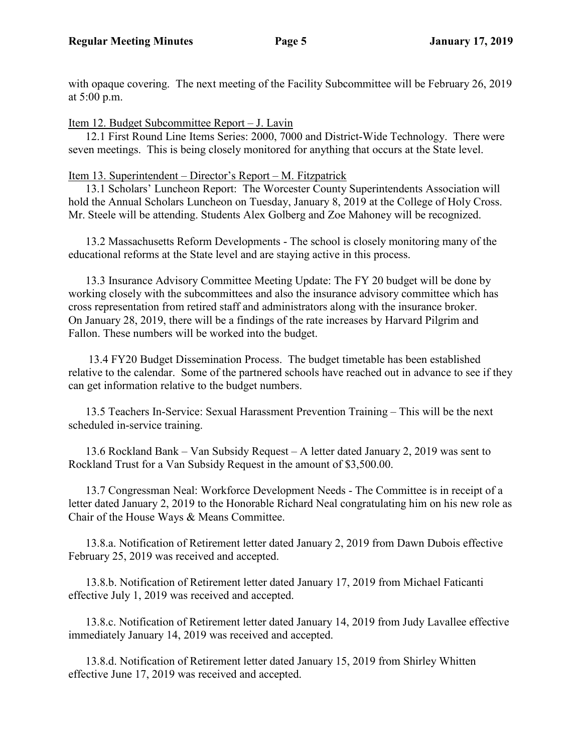with opaque covering. The next meeting of the Facility Subcommittee will be February 26, 2019 at 5:00 p.m.

Item 12. Budget Subcommittee Report – J. Lavin

12.1 First Round Line Items Series: 2000, 7000 and District-Wide Technology. There were seven meetings. This is being closely monitored for anything that occurs at the State level.

Item 13. Superintendent – Director's Report – M. Fitzpatrick

13.1 Scholars' Luncheon Report: The Worcester County Superintendents Association will hold the Annual Scholars Luncheon on Tuesday, January 8, 2019 at the College of Holy Cross. Mr. Steele will be attending. Students Alex Golberg and Zoe Mahoney will be recognized.

13.2 Massachusetts Reform Developments - The school is closely monitoring many of the educational reforms at the State level and are staying active in this process.

13.3 Insurance Advisory Committee Meeting Update: The FY 20 budget will be done by working closely with the subcommittees and also the insurance advisory committee which has cross representation from retired staff and administrators along with the insurance broker. On January 28, 2019, there will be a findings of the rate increases by Harvard Pilgrim and Fallon. These numbers will be worked into the budget.

13.4 FY20 Budget Dissemination Process. The budget timetable has been established relative to the calendar. Some of the partnered schools have reached out in advance to see if they can get information relative to the budget numbers.

13.5 Teachers In-Service: Sexual Harassment Prevention Training – This will be the next scheduled in-service training.

13.6 Rockland Bank – Van Subsidy Request – A letter dated January 2, 2019 was sent to Rockland Trust for a Van Subsidy Request in the amount of $3,500.00.

13.7 Congressman Neal: Workforce Development Needs - The Committee is in receipt of a letter dated January 2, 2019 to the Honorable Richard Neal congratulating him on his new role as Chair of the House Ways & Means Committee.

13.8.a. Notification of Retirement letter dated January 2, 2019 from Dawn Dubois effective February 25, 2019 was received and accepted.

13.8.b. Notification of Retirement letter dated January 17, 2019 from Michael Faticanti effective July 1, 2019 was received and accepted.

13.8.c. Notification of Retirement letter dated January 14, 2019 from Judy Lavallee effective immediately January 14, 2019 was received and accepted.

13.8.d. Notification of Retirement letter dated January 15, 2019 from Shirley Whitten effective June 17, 2019 was received and accepted.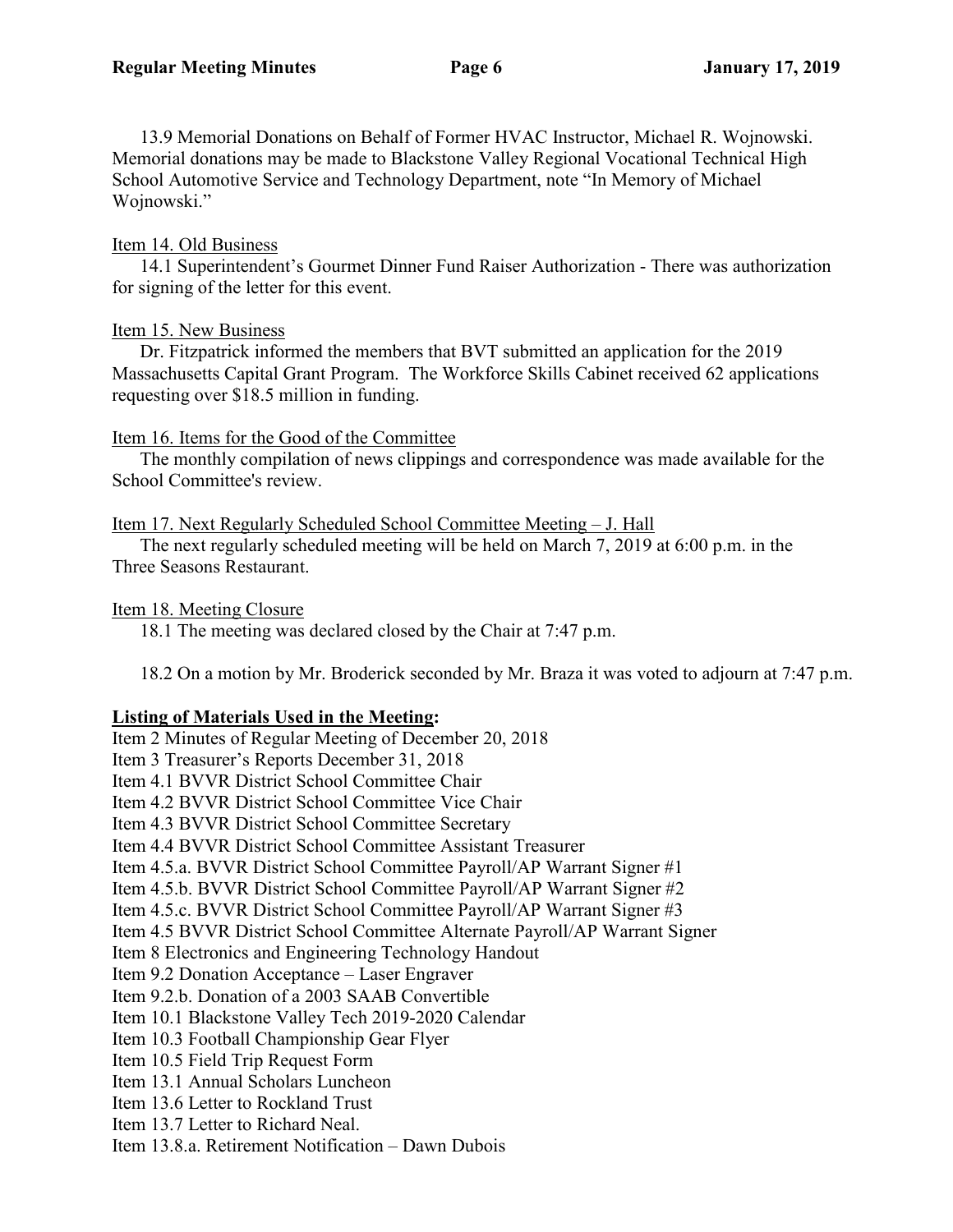13.9 Memorial Donations on Behalf of Former HVAC Instructor, Michael R. Wojnowski. Memorial donations may be made to Blackstone Valley Regional Vocational Technical High School Automotive Service and Technology Department, note "In Memory of Michael Wojnowski."

Item 14. Old Business

14.1 Superintendent's Gourmet Dinner Fund Raiser Authorization - There was authorization for signing of the letter for this event.

Item 15. New Business

Dr. Fitzpatrick informed the members that BVT submitted an application for the 2019 Massachusetts Capital Grant Program. The Workforce Skills Cabinet received 62 applications requesting over $18.5 million in funding.

Item 16. Items for the Good of the Committee

The monthly compilation of news clippings and correspondence was made available for the School Committee's review.

Item 17. Next Regularly Scheduled School Committee Meeting – J. Hall

The next regularly scheduled meeting will be held on March 7, 2019 at 6:00 p.m. in the Three Seasons Restaurant.

Item 18. Meeting Closure

18.1 The meeting was declared closed by the Chair at 7:47 p.m.

18.2 On a motion by Mr. Broderick seconded by Mr. Braza it was voted to adjourn at 7:47 p.m.

**Listing of Materials Used in the Meeting:**

Item 2 Minutes of Regular Meeting of December 20, 2018
Item 3 Treasurer's Reports December 31, 2018
Item 4.1 BVVR District School Committee Chair
Item 4.2 BVVR District School Committee Vice Chair
Item 4.3 BVVR District School Committee Secretary
Item 4.4 BVVR District School Committee Assistant Treasurer
Item 4.5.a. BVVR District School Committee Payroll/AP Warrant Signer #1
Item 4.5.b. BVVR District School Committee Payroll/AP Warrant Signer #2
Item 4.5.c. BVVR District School Committee Payroll/AP Warrant Signer #3
Item 4.5 BVVR District School Committee Alternate Payroll/AP Warrant Signer
Item 8 Electronics and Engineering Technology Handout
Item 9.2 Donation Acceptance – Laser Engraver
Item 9.2.b. Donation of a 2003 SAAB Convertible
Item 10.1 Blackstone Valley Tech 2019-2020 Calendar
Item 10.3 Football Championship Gear Flyer
Item 10.5 Field Trip Request Form
Item 13.1 Annual Scholars Luncheon
Item 13.6 Letter to Rockland Trust
Item 13.7 Letter to Richard Neal.
Item 13.8.a. Retirement Notification – Dawn Dubois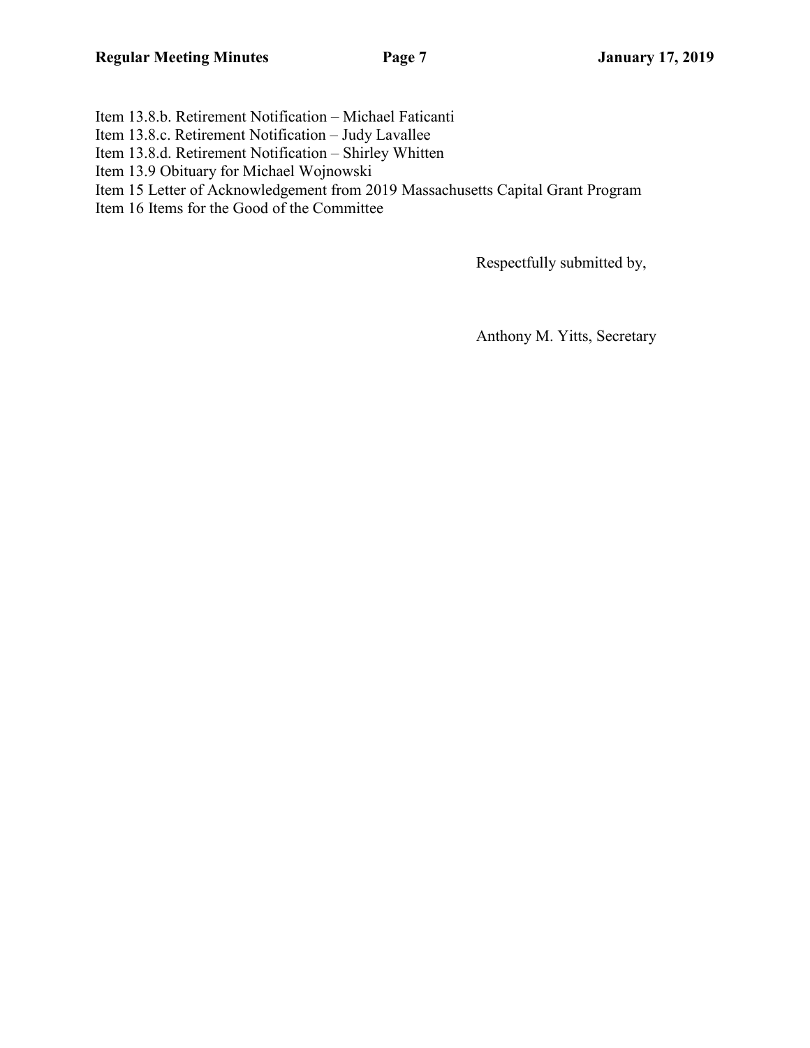Item 13.8.b. Retirement Notification – Michael Faticanti
Item 13.8.c. Retirement Notification – Judy Lavallee
Item 13.8.d. Retirement Notification – Shirley Whitten
Item 13.9 Obituary for Michael Wojnowski
Item 15 Letter of Acknowledgement from 2019 Massachusetts Capital Grant Program
Item 16 Items for the Good of the Committee

Respectfully submitted by,

Anthony M. Yitts, Secretary